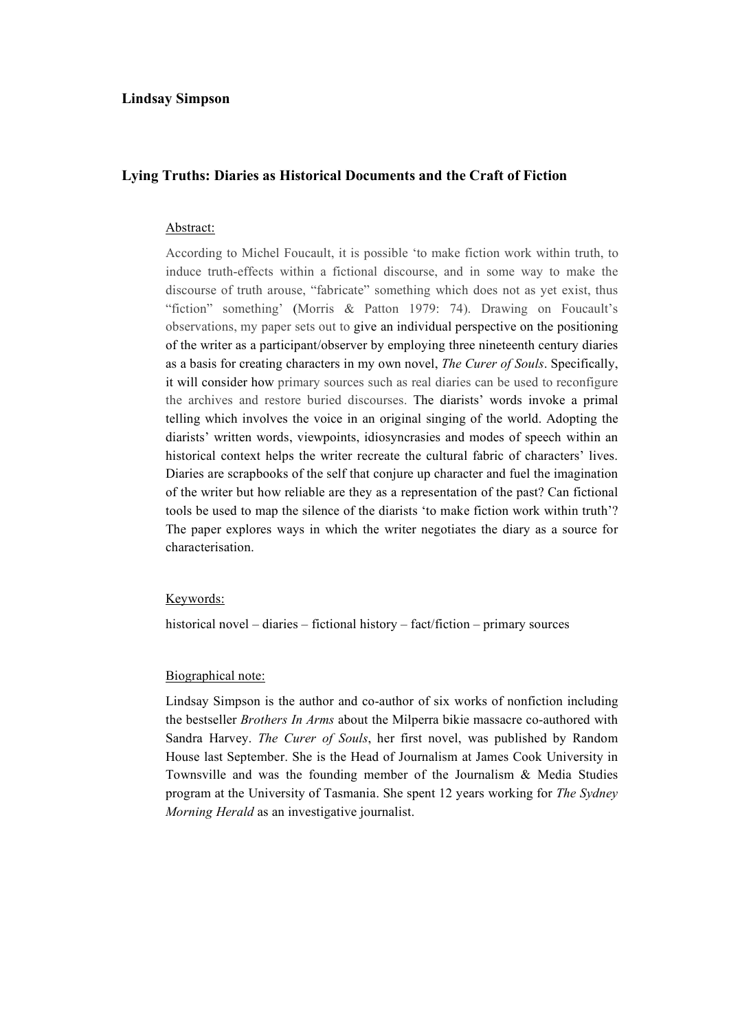**Lindsay Simpson**

## Lying Truths: Diaries as Historical Documents and the Craft of Fiction

Abstract:

According to Michel Foucault, it is possible 'to make fiction work within truth, to induce truth-effects within a fictional discourse, and in some way to make the discourse of truth arouse, "fabricate" something which does not as yet exist, thus "fiction" something' (Morris & Patton 1979: 74). Drawing on Foucault's observations, my paper sets out to give an individual perspective on the positioning of the writer as a participant/observer by employing three nineteenth century diaries as a basis for creating characters in my own novel, *The Curer of Souls*. Specifically, it will consider how primary sources such as real diaries can be used to reconfigure the archives and restore buried discourses. The diarists' words invoke a primal telling which involves the voice in an original singing of the world. Adopting the diarists' written words, viewpoints, idiosyncrasies and modes of speech within an historical context helps the writer recreate the cultural fabric of characters' lives. Diaries are scrapbooks of the self that conjure up character and fuel the imagination of the writer but how reliable are they as a representation of the past? Can fictional tools be used to map the silence of the diarists 'to make fiction work within truth'? The paper explores ways in which the writer negotiates the diary as a source for characterisation.

Keywords:

historical novel – diaries – fictional history – fact/fiction – primary sources

Biographical note:

Lindsay Simpson is the author and co-author of six works of nonfiction including the bestseller *Brothers In Arms* about the Milperra bikie massacre co-authored with Sandra Harvey. *The Curer of Souls*, her first novel, was published by Random House last September. She is the Head of Journalism at James Cook University in Townsville and was the founding member of the Journalism & Media Studies program at the University of Tasmania. She spent 12 years working for *The Sydney Morning Herald* as an investigative journalist.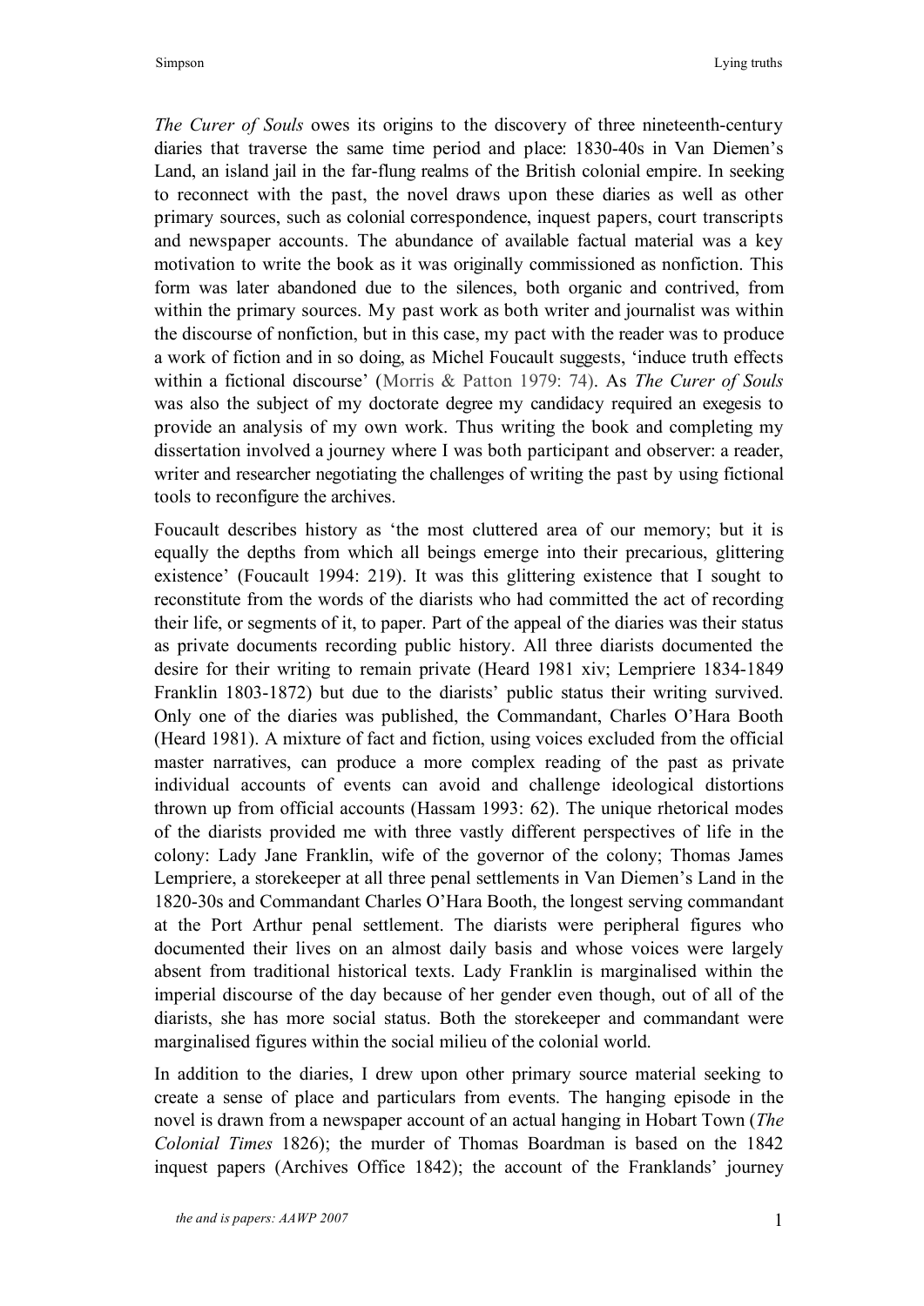*The Curer of Souls* owes its origins to the discovery of three nineteenth-century diaries that traverse the same time period and place: 1830-40s in Van Diemen's Land, an island jail in the far-flung realms of the British colonial empire. In seeking to reconnect with the past, the novel draws upon these diaries as well as other primary sources, such as colonial correspondence, inquest papers, court transcripts and newspaper accounts. The abundance of available factual material was a key motivation to write the book as it was originally commissioned as nonfiction. This form was later abandoned due to the silences, both organic and contrived, from within the primary sources. My past work as both writer and journalist was within the discourse of nonfiction, but in this case, my pact with the reader was to produce a work of fiction and in so doing, as Michel Foucault suggests, 'induce truth effects within a fictional discourse' (Morris & Patton 1979: 74). As *The Curer of Souls* was also the subject of my doctorate degree my candidacy required an exegesis to provide an analysis of my own work. Thus writing the book and completing my dissertation involved a journey where I was both participant and observer: a reader, writer and researcher negotiating the challenges of writing the past by using fictional tools to reconfigure the archives.

Foucault describes history as 'the most cluttered area of our memory; but it is equally the depths from which all beings emerge into their precarious, glittering existence' (Foucault 1994: 219). It was this glittering existence that I sought to reconstitute from the words of the diarists who had committed the act of recording their life, or segments of it, to paper. Part of the appeal of the diaries was their status as private documents recording public history. All three diarists documented the desire for their writing to remain private (Heard 1981 xiv; Lempriere 1834-1849 Franklin 1803-1872) but due to the diarists' public status their writing survived. Only one of the diaries was published, the Commandant, Charles O'Hara Booth (Heard 1981). A mixture of fact and fiction, using voices excluded from the official master narratives, can produce a more complex reading of the past as private individual accounts of events can avoid and challenge ideological distortions thrown up from official accounts (Hassam 1993: 62). The unique rhetorical modes of the diarists provided me with three vastly different perspectives of life in the colony: Lady Jane Franklin, wife of the governor of the colony; Thomas James Lempriere, a storekeeper at all three penal settlements in Van Diemen's Land in the 1820-30s and Commandant Charles O'Hara Booth, the longest serving commandant at the Port Arthur penal settlement. The diarists were peripheral figures who documented their lives on an almost daily basis and whose voices were largely absent from traditional historical texts. Lady Franklin is marginalised within the imperial discourse of the day because of her gender even though, out of all of the diarists, she has more social status. Both the storekeeper and commandant were marginalised figures within the social milieu of the colonial world.

In addition to the diaries, I drew upon other primary source material seeking to create a sense of place and particulars from events. The hanging episode in the novel is drawn from a newspaper account of an actual hanging in Hobart Town (*The Colonial Times* 1826); the murder of Thomas Boardman is based on the 1842 inquest papers (Archives Office 1842); the account of the Franklands' journey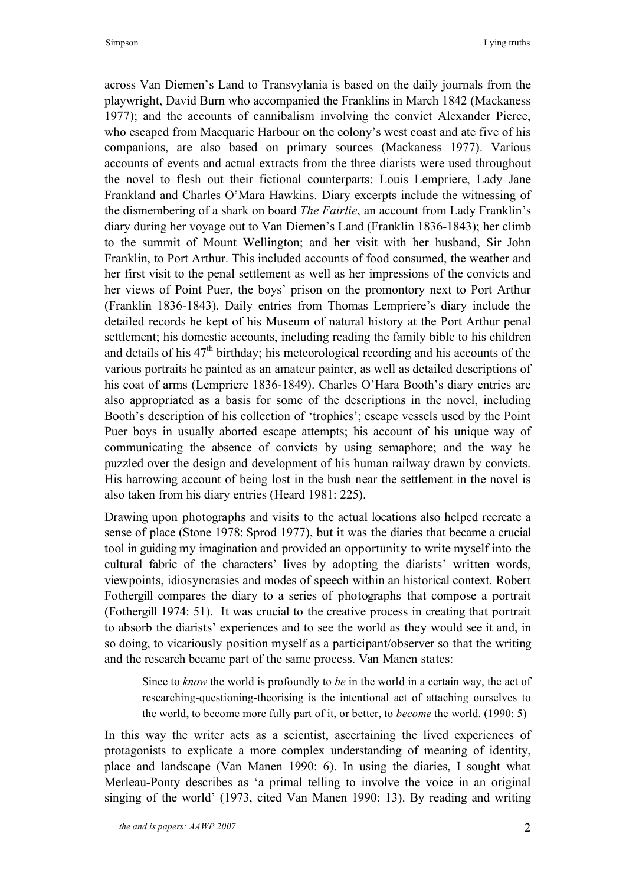across Van Diemen's Land to Transvylania is based on the daily journals from the playwright, David Burn who accompanied the Franklins in March 1842 (Mackaness 1977); and the accounts of cannibalism involving the convict Alexander Pierce, who escaped from Macquarie Harbour on the colony's west coast and ate five of his companions, are also based on primary sources (Mackaness 1977). Various accounts of events and actual extracts from the three diarists were used throughout the novel to flesh out their fictional counterparts: Louis Lempriere, Lady Jane Frankland and Charles O'Mara Hawkins. Diary excerpts include the witnessing of the dismembering of a shark on board *The Fairlie*, an account from Lady Franklin's diary during her voyage out to Van Diemen's Land (Franklin 1836-1843); her climb to the summit of Mount Wellington; and her visit with her husband, Sir John Franklin, to Port Arthur. This included accounts of food consumed, the weather and her first visit to the penal settlement as well as her impressions of the convicts and her views of Point Puer, the boys' prison on the promontory next to Port Arthur (Franklin 1836-1843). Daily entries from Thomas Lempriere's diary include the detailed records he kept of his Museum of natural history at the Port Arthur penal settlement; his domestic accounts, including reading the family bible to his children and details of his 47th birthday; his meteorological recording and his accounts of the various portraits he painted as an amateur painter, as well as detailed descriptions of his coat of arms (Lempriere 1836-1849). Charles O'Hara Booth's diary entries are also appropriated as a basis for some of the descriptions in the novel, including Booth's description of his collection of 'trophies'; escape vessels used by the Point Puer boys in usually aborted escape attempts; his account of his unique way of communicating the absence of convicts by using semaphore; and the way he puzzled over the design and development of his human railway drawn by convicts. His harrowing account of being lost in the bush near the settlement in the novel is also taken from his diary entries (Heard 1981: 225).

Drawing upon photographs and visits to the actual locations also helped recreate a sense of place (Stone 1978; Sprod 1977), but it was the diaries that became a crucial tool in guiding my imagination and provided an opportunity to write myself into the cultural fabric of the characters' lives by adopting the diarists' written words, viewpoints, idiosyncrasies and modes of speech within an historical context. Robert Fothergill compares the diary to a series of photographs that compose a portrait (Fothergill 1974: 51). It was crucial to the creative process in creating that portrait to absorb the diarists' experiences and to see the world as they would see it and, in so doing, to vicariously position myself as a participant/observer so that the writing and the research became part of the same process. Van Manen states:

> Since to *know* the world is profoundly to *be* in the world in a certain way, the act of researching-questioning-theorising is the intentional act of attaching ourselves to the world, to become more fully part of it, or better, to *become* the world. (1990: 5)

In this way the writer acts as a scientist, ascertaining the lived experiences of protagonists to explicate a more complex understanding of meaning of identity, place and landscape (Van Manen 1990: 6). In using the diaries, I sought what Merleau-Ponty describes as 'a primal telling to involve the voice in an original singing of the world' (1973, cited Van Manen 1990: 13). By reading and writing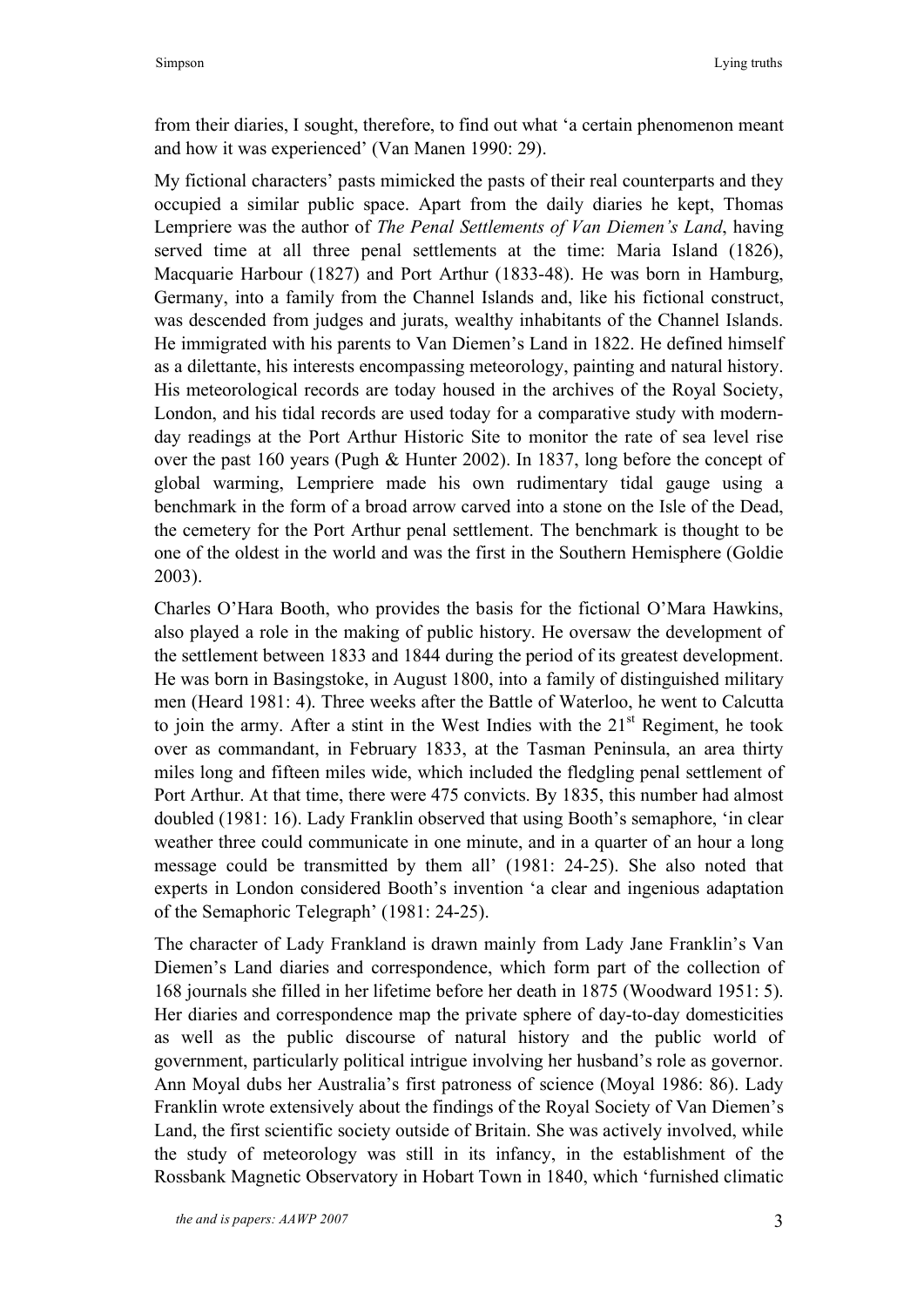from their diaries, I sought, therefore, to find out what 'a certain phenomenon meant and how it was experienced' (Van Manen 1990: 29).

My fictional characters' pasts mimicked the pasts of their real counterparts and they occupied a similar public space. Apart from the daily diaries he kept, Thomas Lempriere was the author of *The Penal Settlements of Van Diemen's Land*, having served time at all three penal settlements at the time: Maria Island (1826), Macquarie Harbour (1827) and Port Arthur (1833-48). He was born in Hamburg, Germany, into a family from the Channel Islands and, like his fictional construct, was descended from judges and jurats, wealthy inhabitants of the Channel Islands. He immigrated with his parents to Van Diemen's Land in 1822. He defined himself as a dilettante, his interests encompassing meteorology, painting and natural history. His meteorological records are today housed in the archives of the Royal Society, London, and his tidal records are used today for a comparative study with modern-day readings at the Port Arthur Historic Site to monitor the rate of sea level rise over the past 160 years (Pugh & Hunter 2002). In 1837, long before the concept of global warming, Lempriere made his own rudimentary tidal gauge using a benchmark in the form of a broad arrow carved into a stone on the Isle of the Dead, the cemetery for the Port Arthur penal settlement. The benchmark is thought to be one of the oldest in the world and was the first in the Southern Hemisphere (Goldie 2003).

Charles O'Hara Booth, who provides the basis for the fictional O'Mara Hawkins, also played a role in the making of public history. He oversaw the development of the settlement between 1833 and 1844 during the period of its greatest development. He was born in Basingstoke, in August 1800, into a family of distinguished military men (Heard 1981: 4). Three weeks after the Battle of Waterloo, he went to Calcutta to join the army. After a stint in the West Indies with the 21st Regiment, he took over as commandant, in February 1833, at the Tasman Peninsula, an area thirty miles long and fifteen miles wide, which included the fledgling penal settlement of Port Arthur. At that time, there were 475 convicts. By 1835, this number had almost doubled (1981: 16). Lady Franklin observed that using Booth's semaphore, 'in clear weather three could communicate in one minute, and in a quarter of an hour a long message could be transmitted by them all' (1981: 24-25). She also noted that experts in London considered Booth's invention 'a clear and ingenious adaptation of the Semaphoric Telegraph' (1981: 24-25).

The character of Lady Frankland is drawn mainly from Lady Jane Franklin's Van Diemen's Land diaries and correspondence, which form part of the collection of 168 journals she filled in her lifetime before her death in 1875 (Woodward 1951: 5). Her diaries and correspondence map the private sphere of day-to-day domesticities as well as the public discourse of natural history and the public world of government, particularly political intrigue involving her husband's role as governor. Ann Moyal dubs her Australia's first patroness of science (Moyal 1986: 86). Lady Franklin wrote extensively about the findings of the Royal Society of Van Diemen's Land, the first scientific society outside of Britain. She was actively involved, while the study of meteorology was still in its infancy, in the establishment of the Rossbank Magnetic Observatory in Hobart Town in 1840, which 'furnished climatic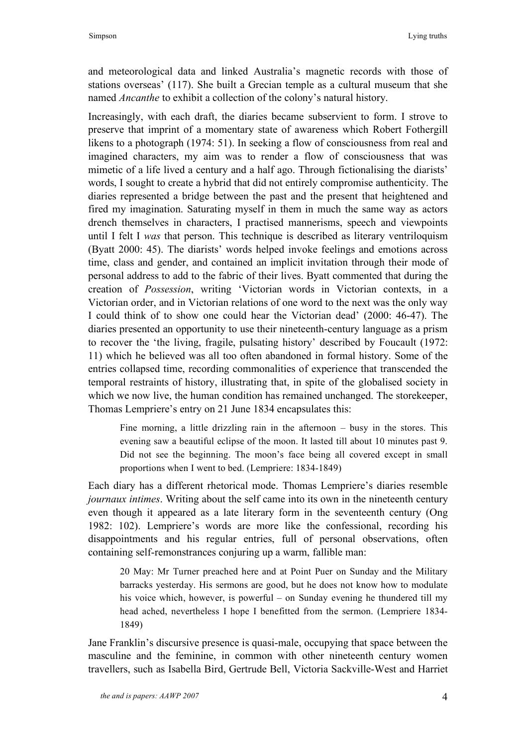and meteorological data and linked Australia's magnetic records with those of stations overseas' (117). She built a Grecian temple as a cultural museum that she named *Ancanthe* to exhibit a collection of the colony's natural history.

Increasingly, with each draft, the diaries became subservient to form. I strove to preserve that imprint of a momentary state of awareness which Robert Fothergill likens to a photograph (1974: 51). In seeking a flow of consciousness from real and imagined characters, my aim was to render a flow of consciousness that was mimetic of a life lived a century and a half ago. Through fictionalising the diarists' words, I sought to create a hybrid that did not entirely compromise authenticity. The diaries represented a bridge between the past and the present that heightened and fired my imagination. Saturating myself in them in much the same way as actors drench themselves in characters, I practised mannerisms, speech and viewpoints until I felt I *was* that person. This technique is described as literary ventriloquism (Byatt 2000: 45). The diarists' words helped invoke feelings and emotions across time, class and gender, and contained an implicit invitation through their mode of personal address to add to the fabric of their lives. Byatt commented that during the creation of *Possession*, writing 'Victorian words in Victorian contexts, in a Victorian order, and in Victorian relations of one word to the next was the only way I could think of to show one could hear the Victorian dead' (2000: 46-47). The diaries presented an opportunity to use their nineteenth-century language as a prism to recover the 'the living, fragile, pulsating history' described by Foucault (1972: 11) which he believed was all too often abandoned in formal history. Some of the entries collapsed time, recording commonalities of experience that transcended the temporal restraints of history, illustrating that, in spite of the globalised society in which we now live, the human condition has remained unchanged. The storekeeper, Thomas Lempriere's entry on 21 June 1834 encapsulates this:

> Fine morning, a little drizzling rain in the afternoon – busy in the stores. This evening saw a beautiful eclipse of the moon. It lasted till about 10 minutes past 9. Did not see the beginning. The moon's face being all covered except in small proportions when I went to bed. (Lempriere: 1834-1849)

Each diary has a different rhetorical mode. Thomas Lempriere's diaries resemble *journaux intimes*. Writing about the self came into its own in the nineteenth century even though it appeared as a late literary form in the seventeenth century (Ong 1982: 102). Lempriere's words are more like the confessional, recording his disappointments and his regular entries, full of personal observations, often containing self-remonstrances conjuring up a warm, fallible man:

> 20 May: Mr Turner preached here and at Point Puer on Sunday and the Military barracks yesterday. His sermons are good, but he does not know how to modulate his voice which, however, is powerful – on Sunday evening he thundered till my head ached, nevertheless I hope I benefitted from the sermon. (Lempriere 1834-1849)

Jane Franklin's discursive presence is quasi-male, occupying that space between the masculine and the feminine, in common with other nineteenth century women travellers, such as Isabella Bird, Gertrude Bell, Victoria Sackville-West and Harriet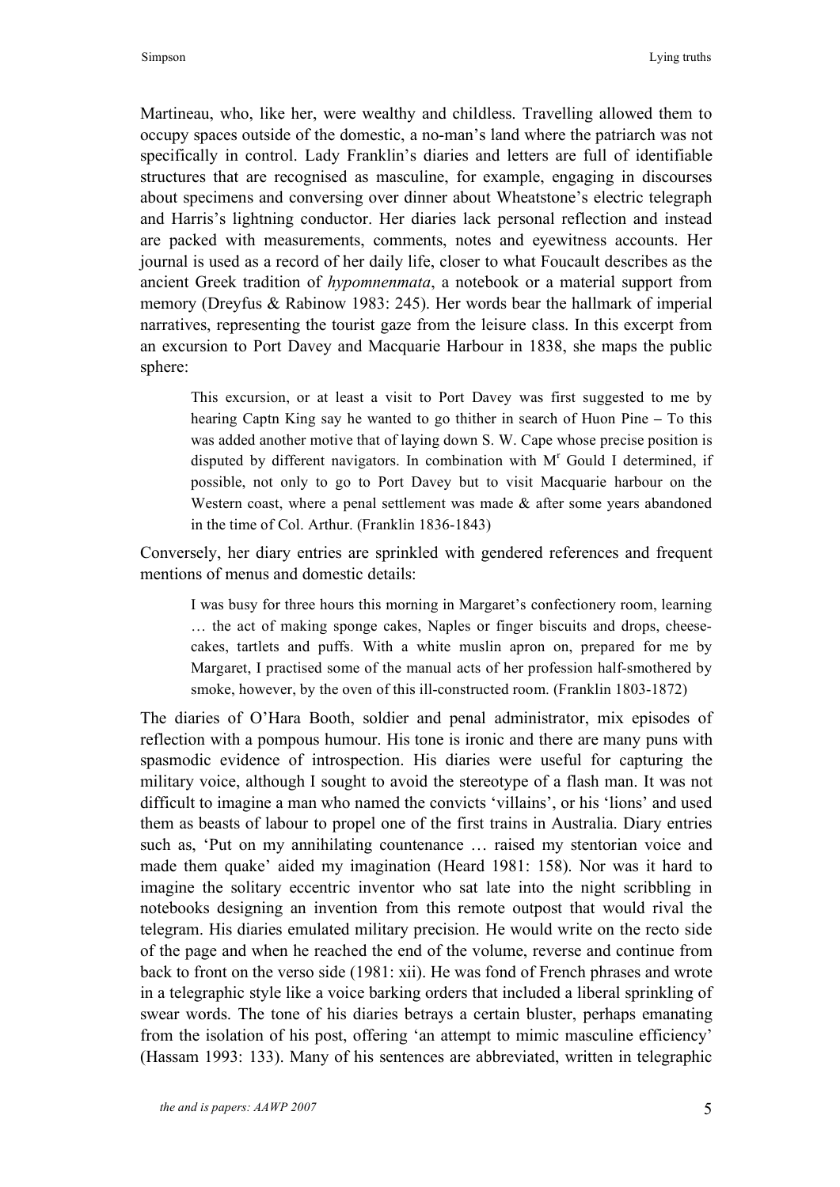Martineau, who, like her, were wealthy and childless. Travelling allowed them to occupy spaces outside of the domestic, a no-man's land where the patriarch was not specifically in control. Lady Franklin's diaries and letters are full of identifiable structures that are recognised as masculine, for example, engaging in discourses about specimens and conversing over dinner about Wheatstone's electric telegraph and Harris's lightning conductor. Her diaries lack personal reflection and instead are packed with measurements, comments, notes and eyewitness accounts. Her journal is used as a record of her daily life, closer to what Foucault describes as the ancient Greek tradition of *hypomnenmata*, a notebook or a material support from memory (Dreyfus & Rabinow 1983: 245). Her words bear the hallmark of imperial narratives, representing the tourist gaze from the leisure class. In this excerpt from an excursion to Port Davey and Macquarie Harbour in 1838, she maps the public sphere:

> This excursion, or at least a visit to Port Davey was first suggested to me by hearing Captn King say he wanted to go thither in search of Huon Pine – To this was added another motive that of laying down S. W. Cape whose precise position is disputed by different navigators. In combination with M[r] Gould I determined, if possible, not only to go to Port Davey but to visit Macquarie harbour on the Western coast, where a penal settlement was made & after some years abandoned in the time of Col. Arthur. (Franklin 1836-1843)

Conversely, her diary entries are sprinkled with gendered references and frequent mentions of menus and domestic details:

> I was busy for three hours this morning in Margaret's confectionery room, learning … the act of making sponge cakes, Naples or finger biscuits and drops, cheese-cakes, tartlets and puffs. With a white muslin apron on, prepared for me by Margaret, I practised some of the manual acts of her profession half-smothered by smoke, however, by the oven of this ill-constructed room. (Franklin 1803-1872)

The diaries of O'Hara Booth, soldier and penal administrator, mix episodes of reflection with a pompous humour. His tone is ironic and there are many puns with spasmodic evidence of introspection. His diaries were useful for capturing the military voice, although I sought to avoid the stereotype of a flash man. It was not difficult to imagine a man who named the convicts 'villains', or his 'lions' and used them as beasts of labour to propel one of the first trains in Australia. Diary entries such as, 'Put on my annihilating countenance … raised my stentorian voice and made them quake' aided my imagination (Heard 1981: 158). Nor was it hard to imagine the solitary eccentric inventor who sat late into the night scribbling in notebooks designing an invention from this remote outpost that would rival the telegram. His diaries emulated military precision. He would write on the recto side of the page and when he reached the end of the volume, reverse and continue from back to front on the verso side (1981: xii). He was fond of French phrases and wrote in a telegraphic style like a voice barking orders that included a liberal sprinkling of swear words. The tone of his diaries betrays a certain bluster, perhaps emanating from the isolation of his post, offering 'an attempt to mimic masculine efficiency' (Hassam 1993: 133). Many of his sentences are abbreviated, written in telegraphic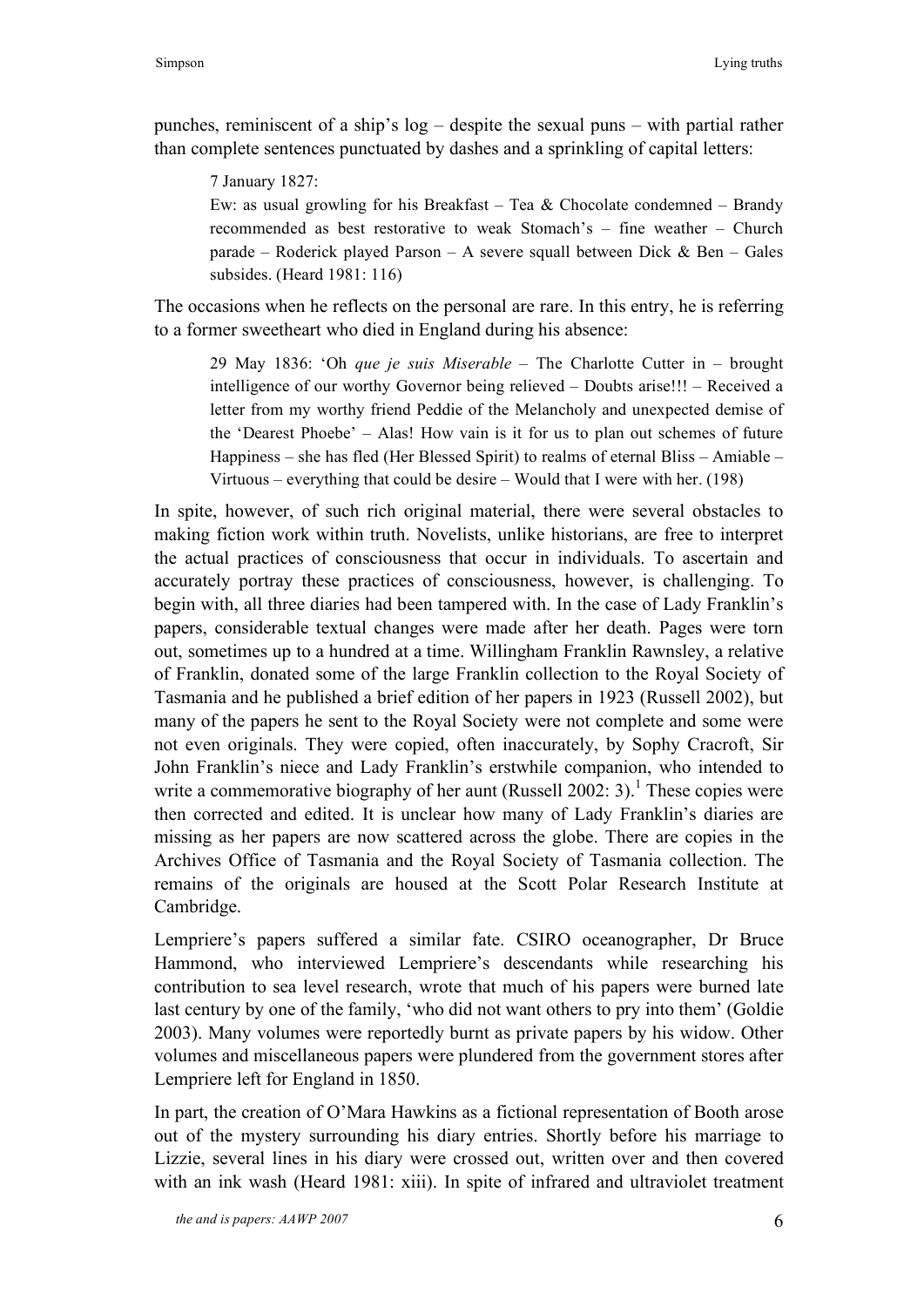punches, reminiscent of a ship's log – despite the sexual puns – with partial rather than complete sentences punctuated by dashes and a sprinkling of capital letters:

> 7 January 1827:
> Ew: as usual growling for his Breakfast – Tea & Chocolate condemned – Brandy recommended as best restorative to weak Stomach's – fine weather – Church parade – Roderick played Parson – A severe squall between Dick & Ben – Gales subsides. (Heard 1981: 116)

The occasions when he reflects on the personal are rare. In this entry, he is referring to a former sweetheart who died in England during his absence:

> 29 May 1836: 'Oh *que je suis Miserable* – The Charlotte Cutter in – brought intelligence of our worthy Governor being relieved – Doubts arise!!! – Received a letter from my worthy friend Peddie of the Melancholy and unexpected demise of the 'Dearest Phoebe' – Alas! How vain is it for us to plan out schemes of future Happiness – she has fled (Her Blessed Spirit) to realms of eternal Bliss – Amiable – Virtuous – everything that could be desire – Would that I were with her. (198)

In spite, however, of such rich original material, there were several obstacles to making fiction work within truth. Novelists, unlike historians, are free to interpret the actual practices of consciousness that occur in individuals. To ascertain and accurately portray these practices of consciousness, however, is challenging. To begin with, all three diaries had been tampered with. In the case of Lady Franklin's papers, considerable textual changes were made after her death. Pages were torn out, sometimes up to a hundred at a time. Willingham Franklin Rawnsley, a relative of Franklin, donated some of the large Franklin collection to the Royal Society of Tasmania and he published a brief edition of her papers in 1923 (Russell 2002), but many of the papers he sent to the Royal Society were not complete and some were not even originals. They were copied, often inaccurately, by Sophy Cracroft, Sir John Franklin's niece and Lady Franklin's erstwhile companion, who intended to write a commemorative biography of her aunt (Russell 2002: 3).[1] These copies were then corrected and edited. It is unclear how many of Lady Franklin's diaries are missing as her papers are now scattered across the globe. There are copies in the Archives Office of Tasmania and the Royal Society of Tasmania collection. The remains of the originals are housed at the Scott Polar Research Institute at Cambridge.

Lempriere's papers suffered a similar fate. CSIRO oceanographer, Dr Bruce Hammond, who interviewed Lempriere's descendants while researching his contribution to sea level research, wrote that much of his papers were burned late last century by one of the family, 'who did not want others to pry into them' (Goldie 2003). Many volumes were reportedly burnt as private papers by his widow. Other volumes and miscellaneous papers were plundered from the government stores after Lempriere left for England in 1850.

In part, the creation of O'Mara Hawkins as a fictional representation of Booth arose out of the mystery surrounding his diary entries. Shortly before his marriage to Lizzie, several lines in his diary were crossed out, written over and then covered with an ink wash (Heard 1981: xiii). In spite of infrared and ultraviolet treatment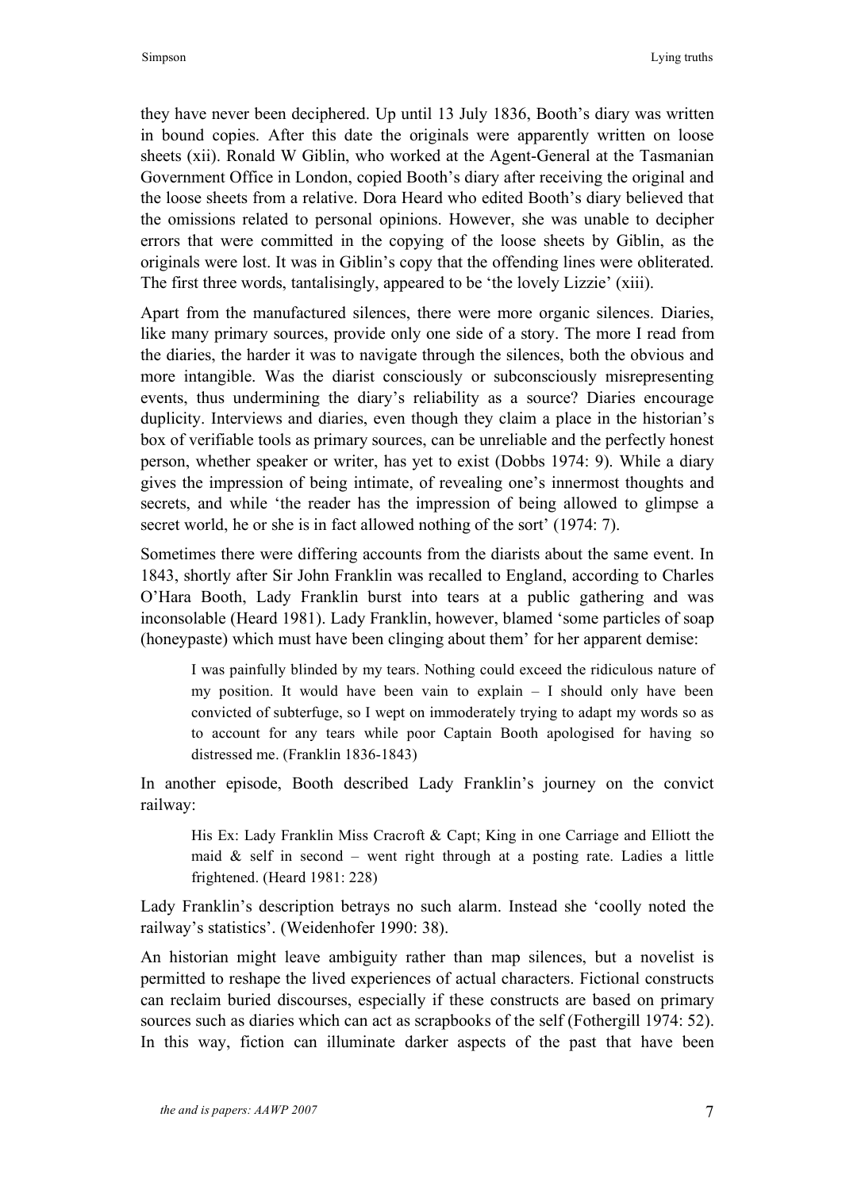they have never been deciphered. Up until 13 July 1836, Booth's diary was written in bound copies. After this date the originals were apparently written on loose sheets (xii). Ronald W Giblin, who worked at the Agent-General at the Tasmanian Government Office in London, copied Booth's diary after receiving the original and the loose sheets from a relative. Dora Heard who edited Booth's diary believed that the omissions related to personal opinions. However, she was unable to decipher errors that were committed in the copying of the loose sheets by Giblin, as the originals were lost. It was in Giblin's copy that the offending lines were obliterated. The first three words, tantalisingly, appeared to be 'the lovely Lizzie' (xiii).

Apart from the manufactured silences, there were more organic silences. Diaries, like many primary sources, provide only one side of a story. The more I read from the diaries, the harder it was to navigate through the silences, both the obvious and more intangible. Was the diarist consciously or subconsciously misrepresenting events, thus undermining the diary's reliability as a source? Diaries encourage duplicity. Interviews and diaries, even though they claim a place in the historian's box of verifiable tools as primary sources, can be unreliable and the perfectly honest person, whether speaker or writer, has yet to exist (Dobbs 1974: 9). While a diary gives the impression of being intimate, of revealing one's innermost thoughts and secrets, and while 'the reader has the impression of being allowed to glimpse a secret world, he or she is in fact allowed nothing of the sort' (1974: 7).

Sometimes there were differing accounts from the diarists about the same event. In 1843, shortly after Sir John Franklin was recalled to England, according to Charles O'Hara Booth, Lady Franklin burst into tears at a public gathering and was inconsolable (Heard 1981). Lady Franklin, however, blamed 'some particles of soap (honeypaste) which must have been clinging about them' for her apparent demise:

> I was painfully blinded by my tears. Nothing could exceed the ridiculous nature of my position. It would have been vain to explain – I should only have been convicted of subterfuge, so I wept on immoderately trying to adapt my words so as to account for any tears while poor Captain Booth apologised for having so distressed me. (Franklin 1836-1843)

In another episode, Booth described Lady Franklin's journey on the convict railway:

> His Ex: Lady Franklin Miss Cracroft & Capt; King in one Carriage and Elliott the maid & self in second – went right through at a posting rate. Ladies a little frightened. (Heard 1981: 228)

Lady Franklin's description betrays no such alarm. Instead she 'coolly noted the railway's statistics'. (Weidenhofer 1990: 38).

An historian might leave ambiguity rather than map silences, but a novelist is permitted to reshape the lived experiences of actual characters. Fictional constructs can reclaim buried discourses, especially if these constructs are based on primary sources such as diaries which can act as scrapbooks of the self (Fothergill 1974: 52). In this way, fiction can illuminate darker aspects of the past that have been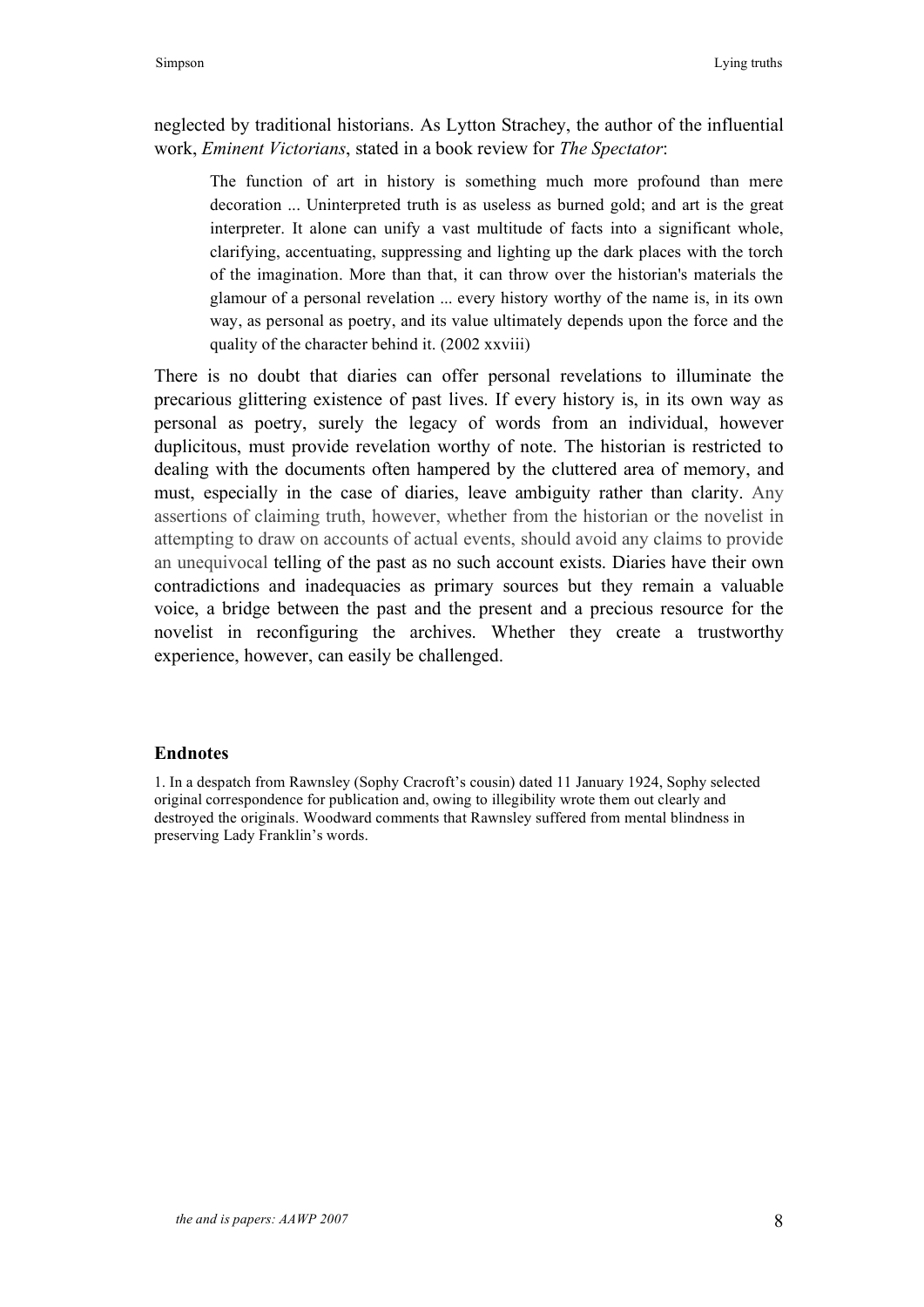neglected by traditional historians. As Lytton Strachey, the author of the influential work, *Eminent Victorians*, stated in a book review for *The Spectator*:

> The function of art in history is something much more profound than mere decoration ... Uninterpreted truth is as useless as burned gold; and art is the great interpreter. It alone can unify a vast multitude of facts into a significant whole, clarifying, accentuating, suppressing and lighting up the dark places with the torch of the imagination. More than that, it can throw over the historian's materials the glamour of a personal revelation ... every history worthy of the name is, in its own way, as personal as poetry, and its value ultimately depends upon the force and the quality of the character behind it. (2002 xxviii)

There is no doubt that diaries can offer personal revelations to illuminate the precarious glittering existence of past lives. If every history is, in its own way as personal as poetry, surely the legacy of words from an individual, however duplicitous, must provide revelation worthy of note. The historian is restricted to dealing with the documents often hampered by the cluttered area of memory, and must, especially in the case of diaries, leave ambiguity rather than clarity. Any assertions of claiming truth, however, whether from the historian or the novelist in attempting to draw on accounts of actual events, should avoid any claims to provide an unequivocal telling of the past as no such account exists. Diaries have their own contradictions and inadequacies as primary sources but they remain a valuable voice, a bridge between the past and the present and a precious resource for the novelist in reconfiguring the archives. Whether they create a trustworthy experience, however, can easily be challenged.

### Endnotes

1. In a despatch from Rawnsley (Sophy Cracroft's cousin) dated 11 January 1924, Sophy selected original correspondence for publication and, owing to illegibility wrote them out clearly and destroyed the originals. Woodward comments that Rawnsley suffered from mental blindness in preserving Lady Franklin's words.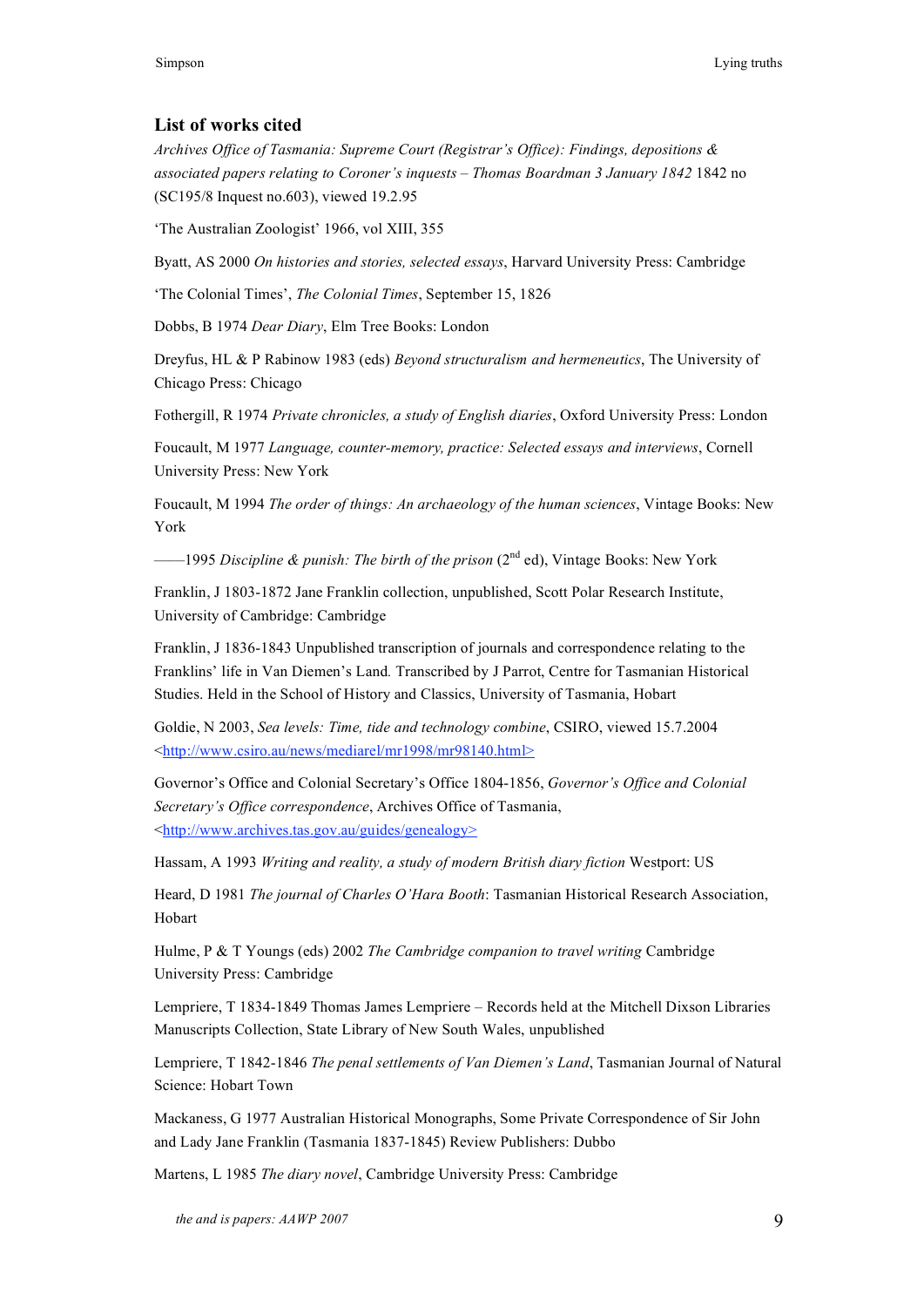## List of works cited

*Archives Office of Tasmania: Supreme Court (Registrar's Office): Findings, depositions & associated papers relating to Coroner's inquests – Thomas Boardman 3 January 1842* 1842 no (SC195/8 Inquest no.603), viewed 19.2.95

'The Australian Zoologist' 1966, vol XIII, 355

Byatt, AS 2000 *On histories and stories, selected essays*, Harvard University Press: Cambridge

'The Colonial Times', *The Colonial Times*, September 15, 1826

Dobbs, B 1974 *Dear Diary*, Elm Tree Books: London

Dreyfus, HL & P Rabinow 1983 (eds) *Beyond structuralism and hermeneutics*, The University of Chicago Press: Chicago

Fothergill, R 1974 *Private chronicles, a study of English diaries*, Oxford University Press: London

Foucault, M 1977 *Language, counter-memory, practice: Selected essays and interviews*, Cornell University Press: New York

Foucault, M 1994 *The order of things: An archaeology of the human sciences*, Vintage Books: New York

——1995 *Discipline & punish: The birth of the prison* (2nd ed), Vintage Books: New York

Franklin, J 1803-1872 Jane Franklin collection, unpublished, Scott Polar Research Institute, University of Cambridge: Cambridge

Franklin, J 1836-1843 Unpublished transcription of journals and correspondence relating to the Franklins' life in Van Diemen's Land*.* Transcribed by J Parrot, Centre for Tasmanian Historical Studies. Held in the School of History and Classics, University of Tasmania, Hobart

Goldie, N 2003, *Sea levels: Time, tide and technology combine*, CSIRO, viewed 15.7.2004 <http://www.csiro.au/news/mediarel/mr1998/mr98140.html>

Governor's Office and Colonial Secretary's Office 1804-1856, *Governor's Office and Colonial Secretary's Office correspondence*, Archives Office of Tasmania, <http://www.archives.tas.gov.au/guides/genealogy>

Hassam, A 1993 *Writing and reality, a study of modern British diary fiction* Westport: US

Heard, D 1981 *The journal of Charles O'Hara Booth*: Tasmanian Historical Research Association, Hobart

Hulme, P & T Youngs (eds) 2002 *The Cambridge companion to travel writing* Cambridge University Press: Cambridge

Lempriere, T 1834-1849 Thomas James Lempriere – Records held at the Mitchell Dixson Libraries Manuscripts Collection, State Library of New South Wales, unpublished

Lempriere, T 1842-1846 *The penal settlements of Van Diemen's Land*, Tasmanian Journal of Natural Science: Hobart Town

Mackaness, G 1977 Australian Historical Monographs, Some Private Correspondence of Sir John and Lady Jane Franklin (Tasmania 1837-1845) Review Publishers: Dubbo

Martens, L 1985 *The diary novel*, Cambridge University Press: Cambridge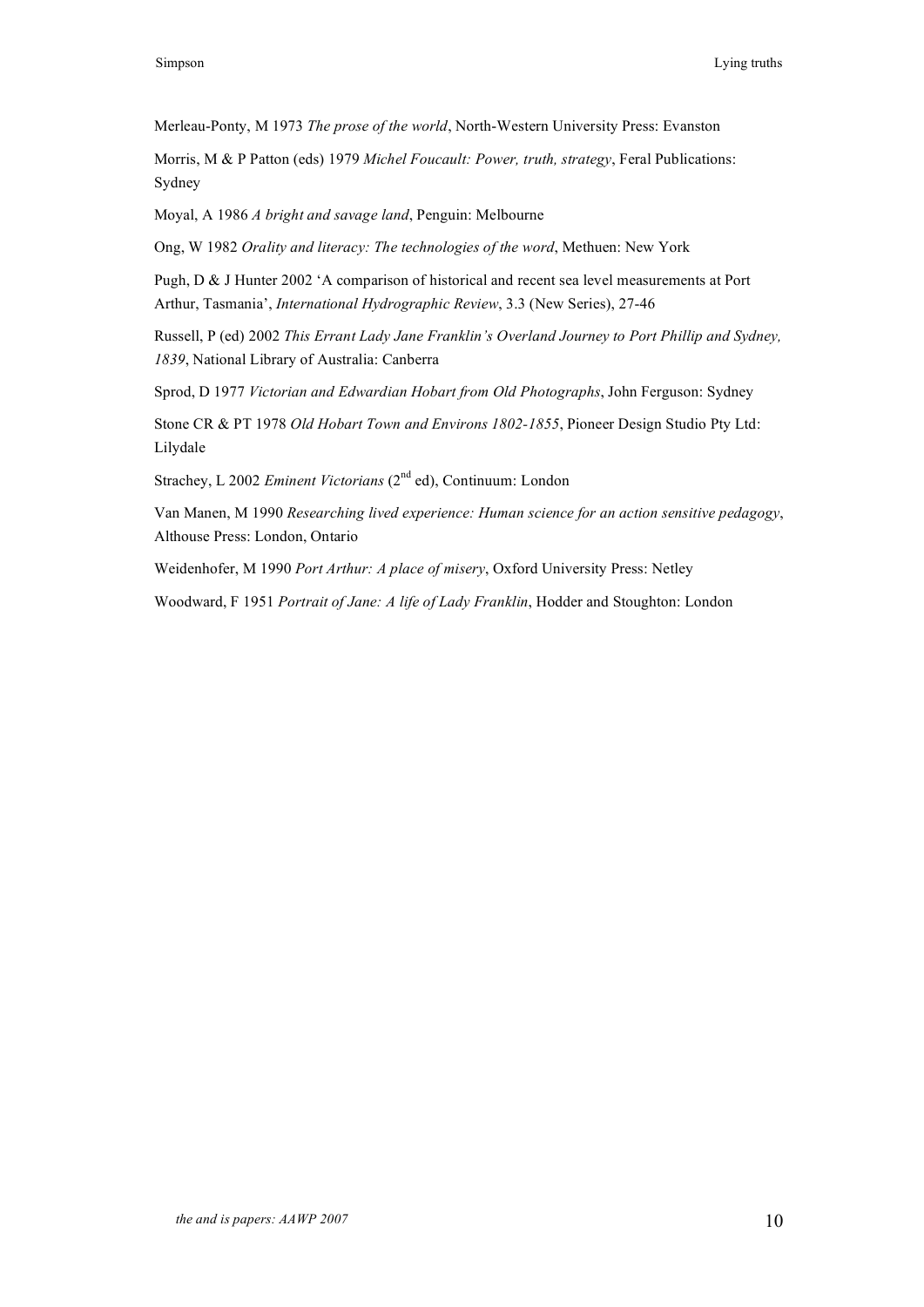Merleau-Ponty, M 1973 *The prose of the world*, North-Western University Press: Evanston

Morris, M & P Patton (eds) 1979 *Michel Foucault: Power, truth, strategy*, Feral Publications: Sydney

Moyal, A 1986 *A bright and savage land*, Penguin: Melbourne

Ong, W 1982 *Orality and literacy: The technologies of the word*, Methuen: New York

Pugh, D & J Hunter 2002 'A comparison of historical and recent sea level measurements at Port Arthur, Tasmania', *International Hydrographic Review*, 3.3 (New Series), 27-46

Russell, P (ed) 2002 *This Errant Lady Jane Franklin's Overland Journey to Port Phillip and Sydney, 1839*, National Library of Australia: Canberra

Sprod, D 1977 *Victorian and Edwardian Hobart from Old Photographs*, John Ferguson: Sydney

Stone CR & PT 1978 *Old Hobart Town and Environs 1802-1855*, Pioneer Design Studio Pty Ltd: Lilydale

Strachey, L 2002 *Eminent Victorians* (2nd ed), Continuum: London

Van Manen, M 1990 *Researching lived experience: Human science for an action sensitive pedagogy*, Althouse Press: London, Ontario

Weidenhofer, M 1990 *Port Arthur: A place of misery*, Oxford University Press: Netley

Woodward, F 1951 *Portrait of Jane: A life of Lady Franklin*, Hodder and Stoughton: London